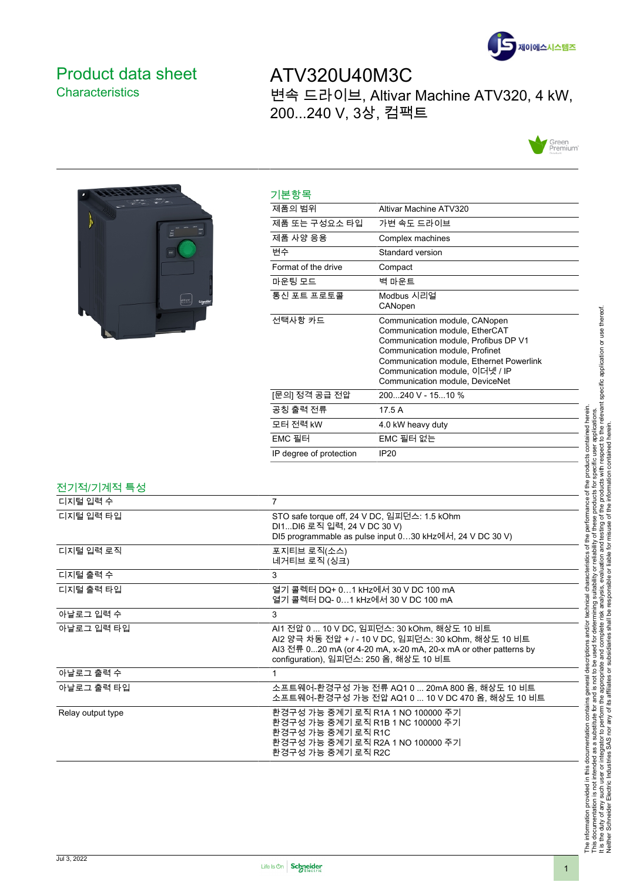# Product data sheet

## Characteristics

# ATV320U40M3C

변속 드라이브, Altivar Machine ATV320, 4 kW, 200...240 V, 3상, 컴팩트

## 기본항목

| | |
|---|---|
| 제품의 범위 | Altivar Machine ATV320 |
| 제품 또는 구성요소 타입 | 가변 속도 드라이브 |
| 제품 사양 응용 | Complex machines |
| 변수 | Standard version |
| Format of the drive | Compact |
| 마운팅 모드 | 벽 마운트 |
| 통신 포트 프로토콜 | Modbus 시리얼<br>CANopen |
| 선택사항 카드 | Communication module, CANopen<br>Communication module, EtherCAT<br>Communication module, Profibus DP V1<br>Communication module, Profinet<br>Communication module, Ethernet Powerlink<br>Communication module, 이더넷 / IP<br>Communication module, DeviceNet |
| [문의] 정격 공급 전압 | 200...240 V - 15...10 % |
| 공칭 출력 전류 | 17.5 A |
| 모터 전력 kW | 4.0 kW heavy duty |
| EMC 필터 | EMC 필터 없는 |
| IP degree of protection | IP20 |

## 전기적/기계적 특성

| | |
|---|---|
| 디지털 입력 수 | 7 |
| 디지털 입력 타입 | STO safe torque off, 24 V DC, 임피던스: 1.5 kOhm<br>DI1...DI6 로직 입력, 24 V DC 30 V)<br>DI5 programmable as pulse input 0…30 kHz에서, 24 V DC 30 V) |
| 디지털 입력 로직 | 포지티브 로직(소스)<br>네거티브 로직 (싱크) |
| 디지털 출력 수 | 3 |
| 디지털 출력 타입 | 열기 콜렉터 DQ+ 0…1 kHz에서 30 V DC 100 mA<br>열기 콜렉터 DQ- 0…1 kHz에서 30 V DC 100 mA |
| 아날로그 입력 수 | 3 |
| 아날로그 입력 타입 | AI1 전압 0 ... 10 V DC, 임피던스: 30 kOhm, 해상도 10 비트<br>AI2 양극 차동 전압 + / - 10 V DC, 임피던스: 30 kOhm, 해상도 10 비트<br>AI3 전류 0...20 mA (or 4-20 mA, x-20 mA, 20-x mA or other patterns by configuration), 임피던스: 250 옴, 해상도 10 비트 |
| 아날로그 출력 수 | 1 |
| 아날로그 출력 타입 | 소프트웨어-환경구성 가능 전류 AQ1 0 ... 20mA 800 옴, 해상도 10 비트<br>소프트웨어-환경구성 가능 전압 AQ1 0 ... 10 V DC 470 옴, 해상도 10 비트 |
| Relay output type | 환경구성 가능 중계기 로직 R1A 1 NO 100000 주기<br>환경구성 가능 중계기 로직 R1B 1 NC 100000 주기<br>환경구성 가능 중계기 로직 R1C<br>환경구성 가능 중계기 로직 R2A 1 NO 100000 주기<br>환경구성 가능 중계기 로직 R2C |

The information provided in this documentation contains general descriptions and/or technical characteristics of the performance of the products contained herein. This documentation is not intended as a substitute for and is not to be used for determining suitability or reliability of these products for specific user applications. It is the duty of any such user or integrator to perform the appropriate and complete risk analysis, evaluation and testing of the products with respect to the relevant specific application or use thereof. Neither Schneider Electric Industries SAS nor any of its affiliates or subsidiaries shall be responsible or liable for misuse of the information contained herein.

Jul 3, 2022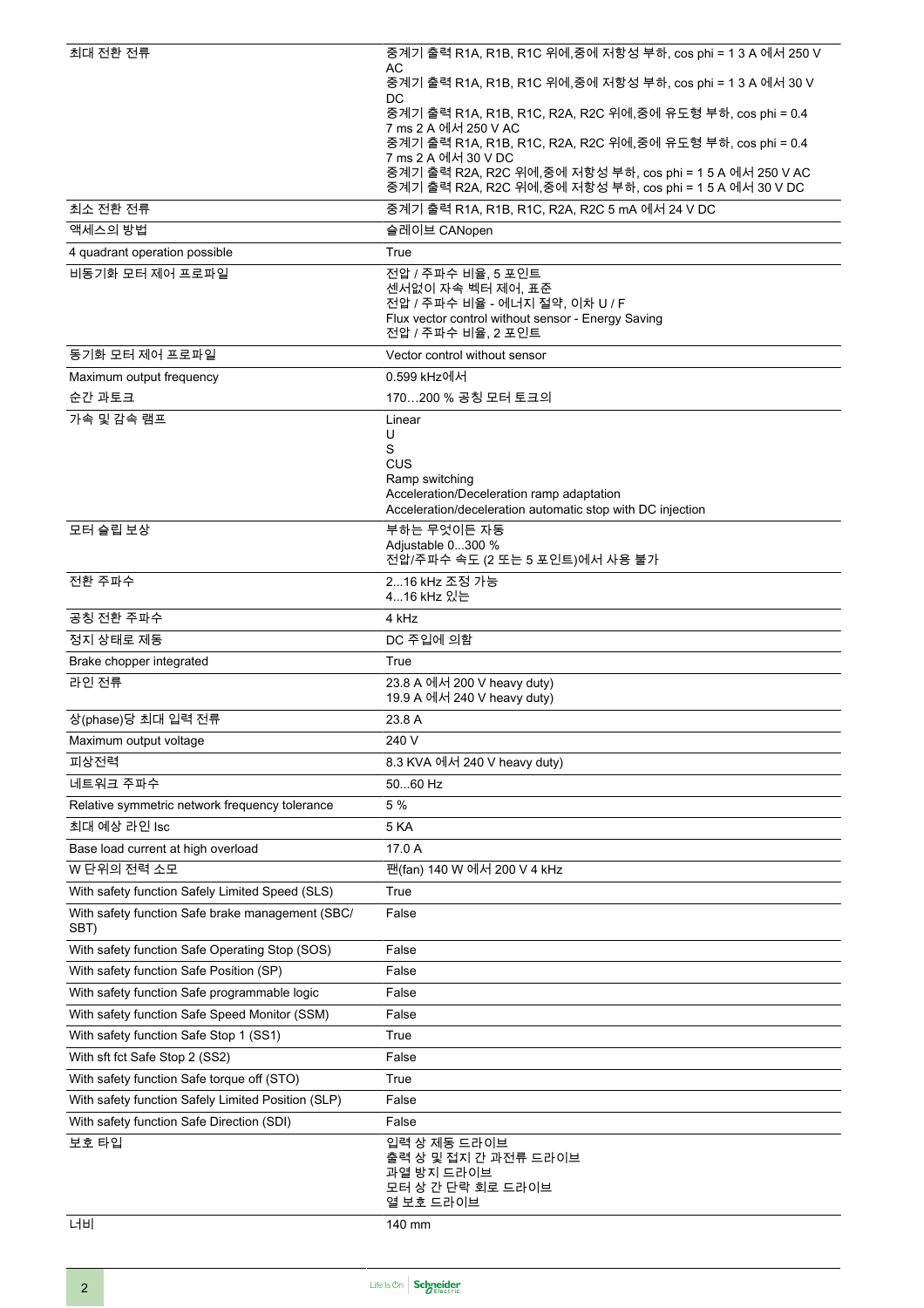| | |
|---|---|
| 최대 전환 전류 | 중계기 출력 R1A, R1B, R1C 위에,중에 저항성 부하, cos phi = 1 3 A 에서 250 V AC<br>중계기 출력 R1A, R1B, R1C 위에,중에 저항성 부하, cos phi = 1 3 A 에서 30 V DC<br>중계기 출력 R1A, R1B, R1C, R2A, R2C 위에,중에 유도형 부하, cos phi = 0.4 7 ms 2 A 에서 250 V AC<br>중계기 출력 R1A, R1B, R1C, R2A, R2C 위에,중에 유도형 부하, cos phi = 0.4 7 ms 2 A 에서 30 V DC<br>중계기 출력 R2A, R2C 위에,중에 저항성 부하, cos phi = 1 5 A 에서 250 V AC<br>중계기 출력 R2A, R2C 위에,중에 저항성 부하, cos phi = 1 5 A 에서 30 V DC |
| 최소 전환 전류 | 중계기 출력 R1A, R1B, R1C, R2A, R2C 5 mA 에서 24 V DC |
| 액세스의 방법 | 슬레이브 CANopen |
| 4 quadrant operation possible | True |
| 비동기화 모터 제어 프로파일 | 전압 / 주파수 비율, 5 포인트<br>센서없이 자속 벡터 제어, 표준<br>전압 / 주파수 비율 - 에너지 절약, 이차 U / F<br>Flux vector control without sensor - Energy Saving<br>전압 / 주파수 비율, 2 포인트 |
| 동기화 모터 제어 프로파일 | Vector control without sensor |
| Maximum output frequency | 0.599 kHz에서 |
| 순간 과토크 | 170…200 % 공칭 모터 토크의 |
| 가속 및 감속 램프 | Linear<br>U<br>S<br>CUS<br>Ramp switching<br>Acceleration/Deceleration ramp adaptation<br>Acceleration/deceleration automatic stop with DC injection |
| 모터 슬립 보상 | 부하는 무엇이든 자동<br>Adjustable 0...300 %<br>전압/주파수 속도 (2 또는 5 포인트)에서 사용 불가 |
| 전환 주파수 | 2...16 kHz 조정 가능<br>4...16 kHz 있는 |
| 공칭 전환 주파수 | 4 kHz |
| 정지 상태로 제동 | DC 주입에 의함 |
| Brake chopper integrated | True |
| 라인 전류 | 23.8 A 에서 200 V heavy duty)<br>19.9 A 에서 240 V heavy duty) |
| 상(phase)당 최대 입력 전류 | 23.8 A |
| Maximum output voltage | 240 V |
| 피상전력 | 8.3 KVA 에서 240 V heavy duty) |
| 네트워크 주파수 | 50...60 Hz |
| Relative symmetric network frequency tolerance | 5 % |
| 최대 예상 라인 Isc | 5 KA |
| Base load current at high overload | 17.0 A |
| W 단위의 전력 소모 | 팬(fan) 140 W 에서 200 V 4 kHz |
| With safety function Safely Limited Speed (SLS) | True |
| With safety function Safe brake management (SBC/SBT) | False |
| With safety function Safe Operating Stop (SOS) | False |
| With safety function Safe Position (SP) | False |
| With safety function Safe programmable logic | False |
| With safety function Safe Speed Monitor (SSM) | False |
| With safety function Safe Stop 1 (SS1) | True |
| With sft fct Safe Stop 2 (SS2) | False |
| With safety function Safe torque off (STO) | True |
| With safety function Safely Limited Position (SLP) | False |
| With safety function Safe Direction (SDI) | False |
| 보호 타입 | 입력 상 제동 드라이브<br>출력 상 및 접지 간 과전류 드라이브<br>과열 방지 드라이브<br>모터 상 간 단락 회로 드라이브<br>열 보호 드라이브 |
| 너비 | 140 mm |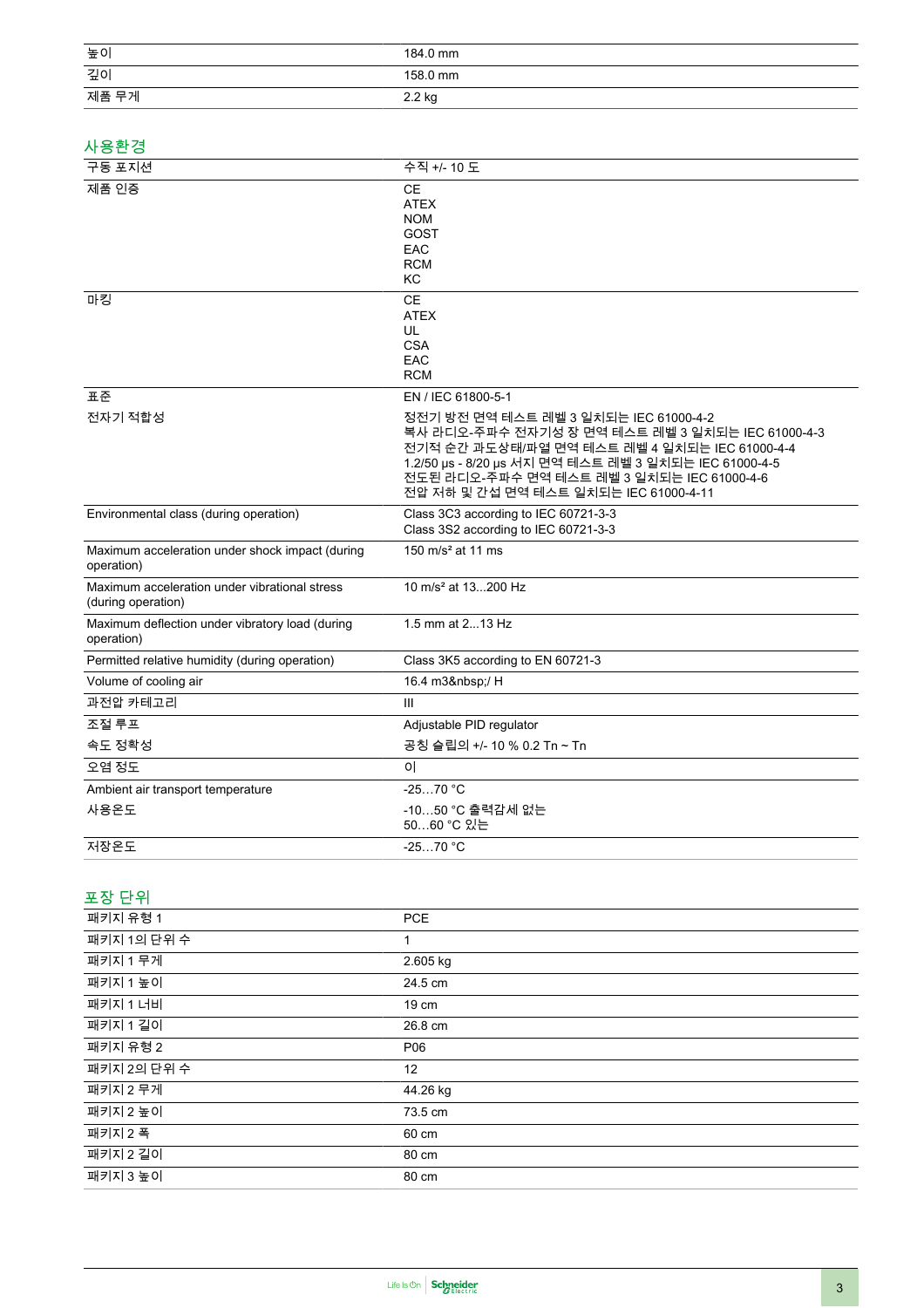| | |
|---|---|
| 높이 | 184.0 mm |
| 깊이 | 158.0 mm |
| 제품 무게 | 2.2 kg |

## 사용환경

| | |
|---|---|
| 구동 포지션 | 수직 +/- 10 도 |
| 제품 인증 | CE<br>ATEX<br>NOM<br>GOST<br>EAC<br>RCM<br>KC |
| 마킹 | CE<br>ATEX<br>UL<br>CSA<br>EAC<br>RCM |
| 표준 | EN / IEC 61800-5-1 |
| 전자기 적합성 | 정전기 방전 면역 테스트 레벨 3 일치되는 IEC 61000-4-2<br>복사 라디오-주파수 전자기성 장 면역 테스트 레벨 3 일치되는 IEC 61000-4-3<br>전기적 순간 과도상태/파열 면역 테스트 레벨 4 일치되는 IEC 61000-4-4<br>1.2/50 µs - 8/20 µs 서지 면역 테스트 레벨 3 일치되는 IEC 61000-4-5<br>전도된 라디오-주파수 면역 테스트 레벨 3 일치되는 IEC 61000-4-6<br>전압 저하 및 간섭 면역 테스트 일치되는 IEC 61000-4-11 |
| Environmental class (during operation) | Class 3C3 according to IEC 60721-3-3<br>Class 3S2 according to IEC 60721-3-3 |
| Maximum acceleration under shock impact (during operation) | 150 m/s² at 11 ms |
| Maximum acceleration under vibrational stress (during operation) | 10 m/s² at 13...200 Hz |
| Maximum deflection under vibratory load (during operation) | 1.5 mm at 2...13 Hz |
| Permitted relative humidity (during operation) | Class 3K5 according to EN 60721-3 |
| Volume of cooling air | 16.4 m3&nbsp;/ H |
| 과전압 카테고리 | III |
| 조절 루프 | Adjustable PID regulator |
| 속도 정확성 | 공칭 슬립의 +/- 10 % 0.2 Tn ~ Tn |
| 오염 정도 | 이 |
| Ambient air transport temperature | -25…70 °C |
| 사용온도 | -10…50 °C 출력감세 없는<br>50…60 °C 있는 |
| 저장온도 | -25…70 °C |

## 포장 단위

| | |
|---|---|
| 패키지 유형 1 | PCE |
| 패키지 1의 단위 수 | 1 |
| 패키지 1 무게 | 2.605 kg |
| 패키지 1 높이 | 24.5 cm |
| 패키지 1 너비 | 19 cm |
| 패키지 1 길이 | 26.8 cm |
| 패키지 유형 2 | P06 |
| 패키지 2의 단위 수 | 12 |
| 패키지 2 무게 | 44.26 kg |
| 패키지 2 높이 | 73.5 cm |
| 패키지 2 폭 | 60 cm |
| 패키지 2 길이 | 80 cm |
| 패키지 3 높이 | 80 cm |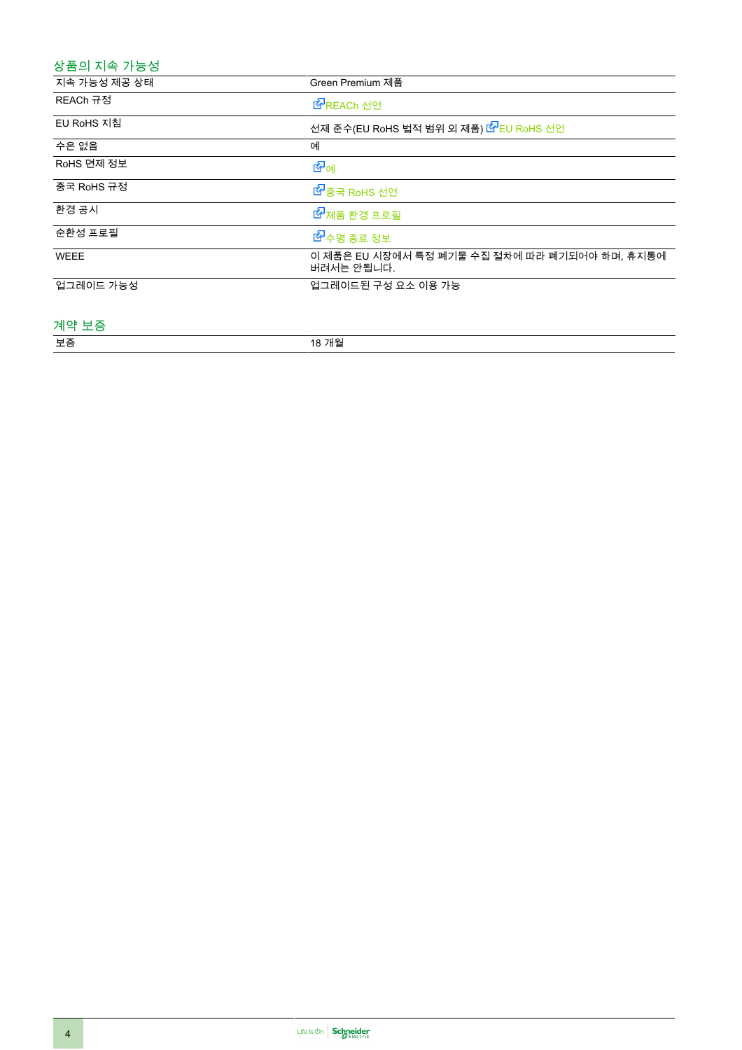## 상품의 지속 가능성

| | |
|---|---|
| 지속 가능성 제공 상태 | Green Premium 제품 |
| REACh 규정 | REACh 선언 |
| EU RoHS 지침 | 선제 준수(EU RoHS 법적 범위 외 제품) EU RoHS 선언 |
| 수은 없음 | 예 |
| RoHS 면제 정보 | 예 |
| 중국 RoHS 규정 | 중국 RoHS 선언 |
| 환경 공시 | 제품 환경 프로필 |
| 순환성 프로필 | 수명 종료 정보 |
| WEEE | 이 제품은 EU 시장에서 특정 폐기물 수집 절차에 따라 폐기되어야 하며, 휴지통에 버려서는 안됩니다. |
| 업그레이드 가능성 | 업그레이드된 구성 요소 이용 가능 |

## 계약 보증

| | |
|---|---|
| 보증 | 18 개월 |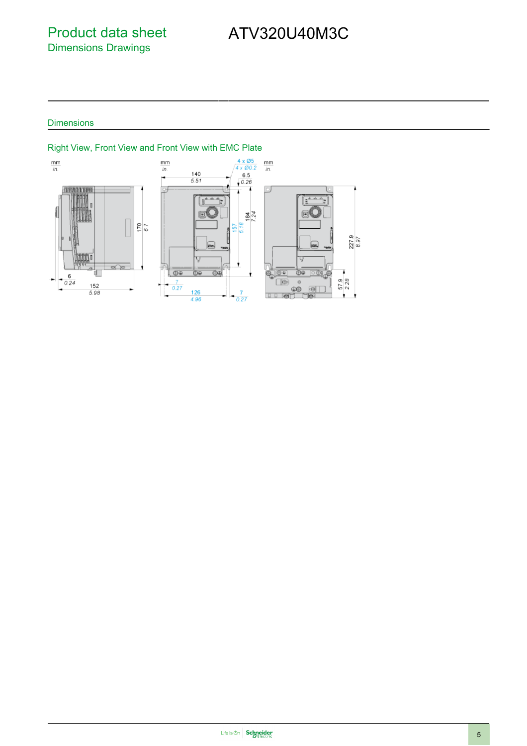# Product data sheet
## Dimensions Drawings

ATV320U40M3C

### Dimensions

#### Right View, Front View and Front View with EMC Plate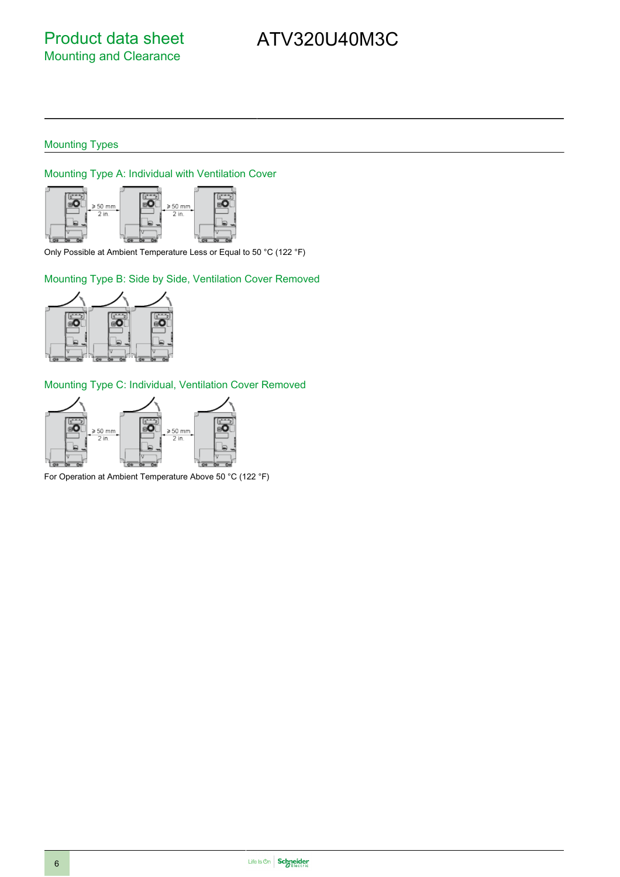# Product data sheet
## Mounting and Clearance

### Mounting Types

#### Mounting Type A: Individual with Ventilation Cover

≥ 50 mm
2 in.

≥ 50 mm
2 in.

Only Possible at Ambient Temperature Less or Equal to 50 °C (122 °F)

#### Mounting Type B: Side by Side, Ventilation Cover Removed

#### Mounting Type C: Individual, Ventilation Cover Removed

≥ 50 mm
2 in.

≥ 50 mm
2 in.

For Operation at Ambient Temperature Above 50 °C (122 °F)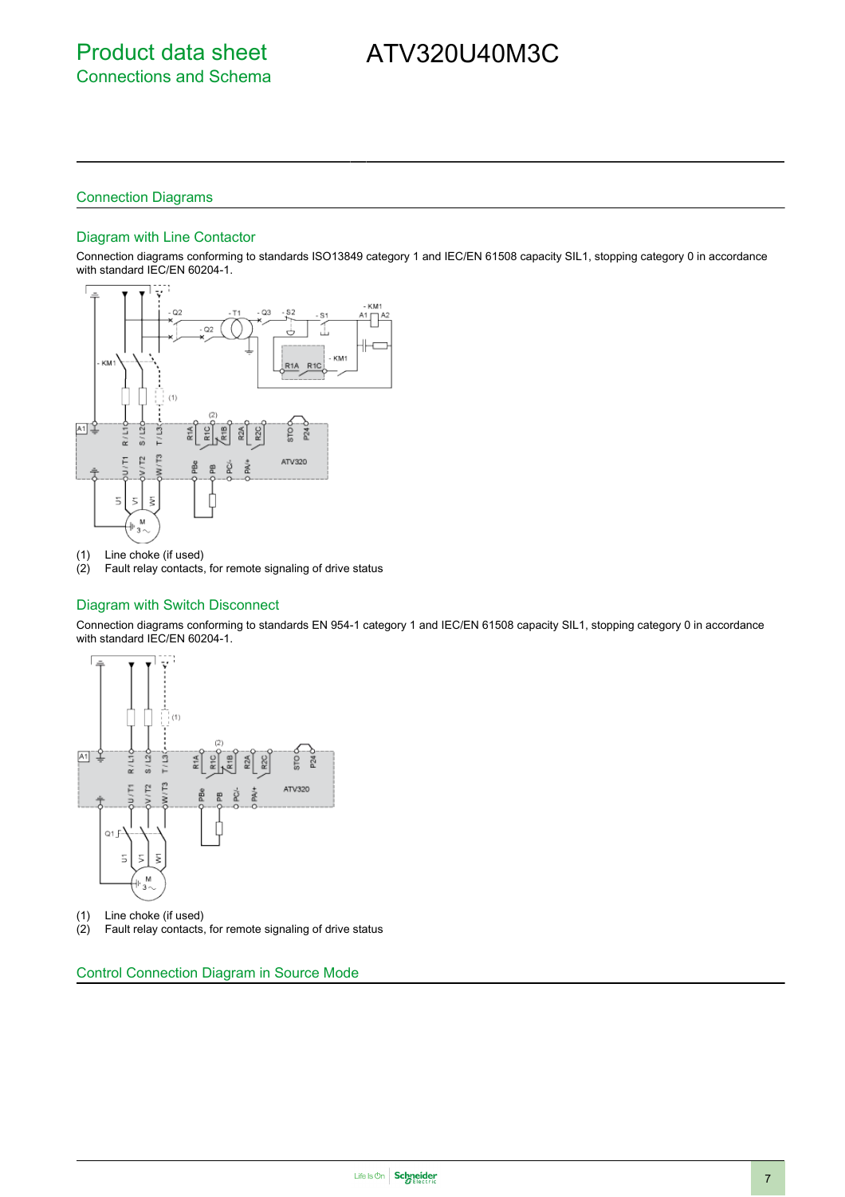# Product data sheet
## Connections and Schema

# ATV320U40M3C

## Connection Diagrams

### Diagram with Line Contactor

Connection diagrams conforming to standards ISO13849 category 1 and IEC/EN 61508 capacity SIL1, stopping category 0 in accordance with standard IEC/EN 60204-1.

(1) Line choke (if used)
(2) Fault relay contacts, for remote signaling of drive status

### Diagram with Switch Disconnect

Connection diagrams conforming to standards EN 954-1 category 1 and IEC/EN 61508 capacity SIL1, stopping category 0 in accordance with standard IEC/EN 60204-1.

(1) Line choke (if used)
(2) Fault relay contacts, for remote signaling of drive status

### Control Connection Diagram in Source Mode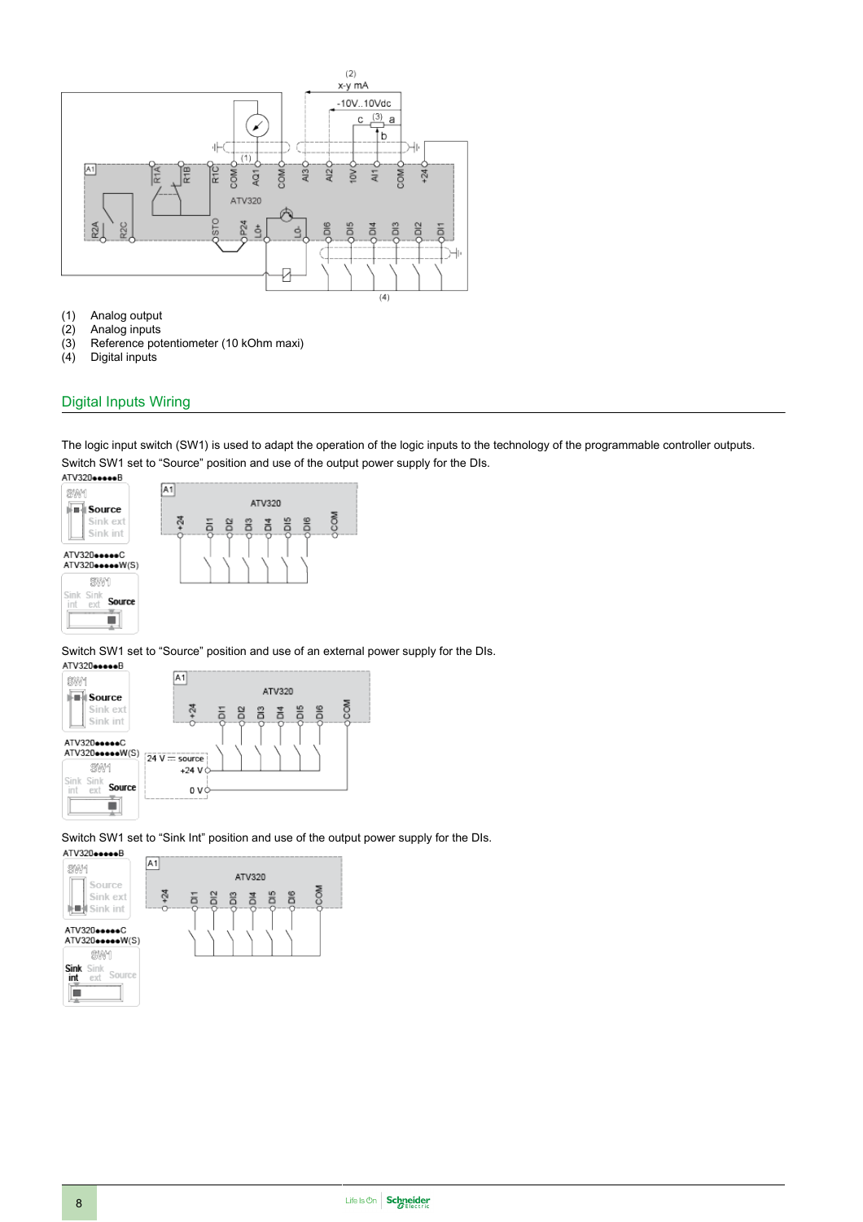(1) Analog output
(2) Analog inputs
(3) Reference potentiometer (10 kOhm maxi)
(4) Digital inputs

## Digital Inputs Wiring

The logic input switch (SW1) is used to adapt the operation of the logic inputs to the technology of the programmable controller outputs.

Switch SW1 set to “Source” position and use of the output power supply for the DIs.

Switch SW1 set to “Source” position and use of an external power supply for the DIs.

Switch SW1 set to “Sink Int” position and use of the output power supply for the DIs.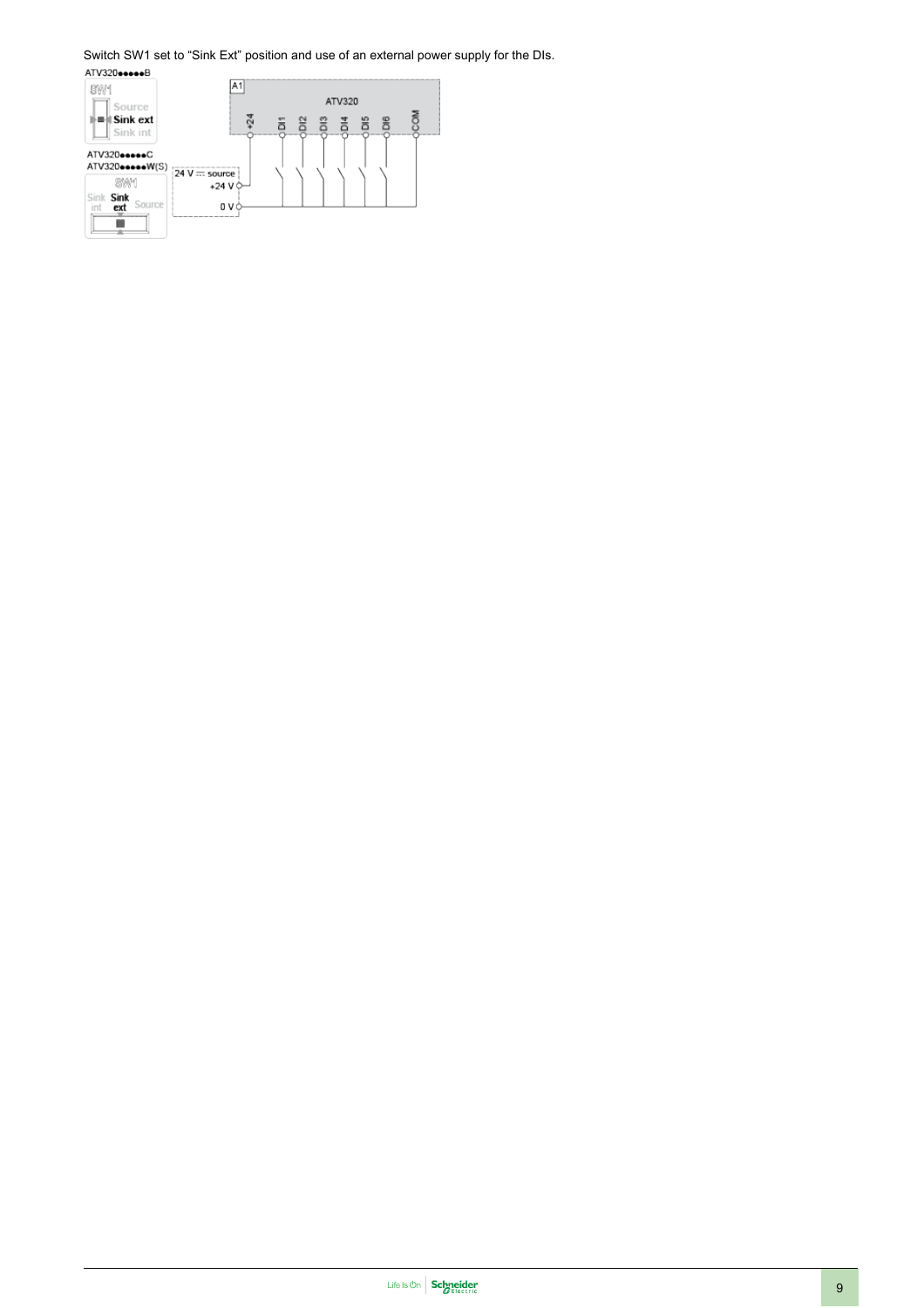Switch SW1 set to “Sink Ext” position and use of an external power supply for the DIs.

ATV320●●●●●B

SW1

Source

Sink ext

Sink int

ATV320●●●●●C

ATV320●●●●●W(S)

SW1

Sink int

Sink ext

Source

A1

ATV320

+24 DI1 DI2 DI3 DI4 DI5 DI6 COM

24 V ⎓ source

+24 V

0 V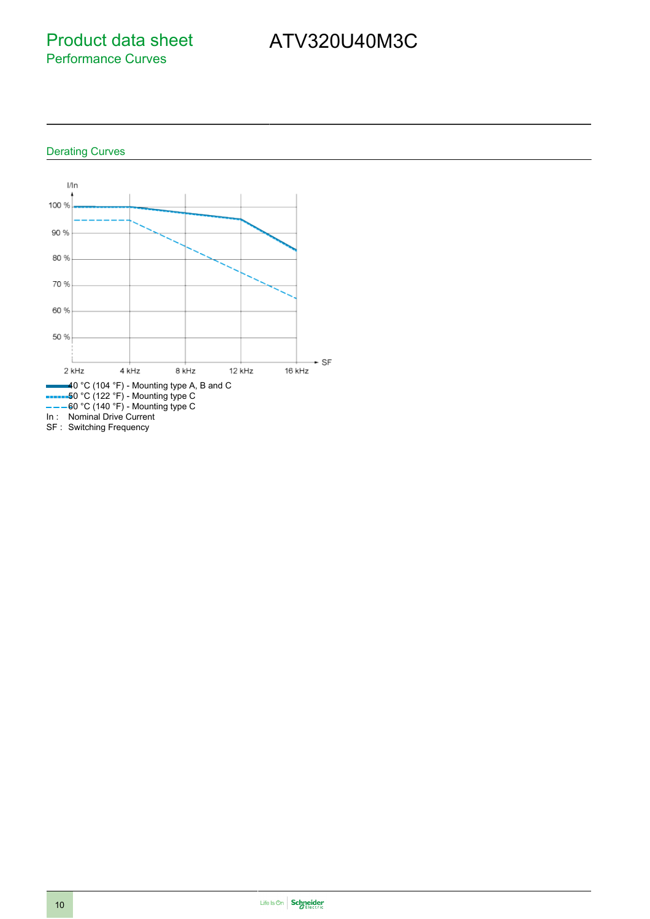# Product data sheet
## Performance Curves

# ATV320U40M3C

### Derating Curves

I/In

100 %

90 %

80 %

70 %

60 %

50 %

2 kHz

4 kHz

8 kHz

12 kHz

16 kHz

SF

40 °C (104 °F) - Mounting type A, B and C
50 °C (122 °F) - Mounting type C
60 °C (140 °F) - Mounting type C
In : Nominal Drive Current
SF : Switching Frequency